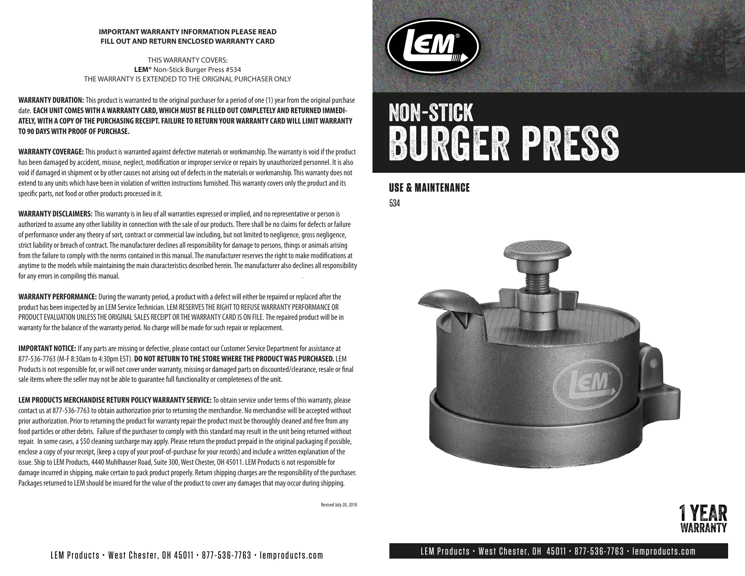**IMPORTANT WARRANTY INFORMATION PLEASE READ**
**FILL OUT AND RETURN ENCLOSED WARRANTY CARD**

THIS WARRANTY COVERS:
**LEM®** Non-Stick Burger Press #534
THE WARRANTY IS EXTENDED TO THE ORIGINAL PURCHASER ONLY

**WARRANTY DURATION:** This product is warranted to the original purchaser for a period of one (1) year from the original purchase date. **EACH UNIT COMES WITH A WARRANTY CARD, WHICH MUST BE FILLED OUT COMPLETELY AND RETURNED IMMEDIATELY, WITH A COPY OF THE PURCHASING RECEIPT. FAILURE TO RETURN YOUR WARRANTY CARD WILL LIMIT WARRANTY TO 90 DAYS WITH PROOF OF PURCHASE.**

**WARRANTY COVERAGE:** This product is warranted against defective materials or workmanship. The warranty is void if the product has been damaged by accident, misuse, neglect, modification or improper service or repairs by unauthorized personnel. It is also void if damaged in shipment or by other causes not arising out of defects in the materials or workmanship. This warranty does not extend to any units which have been in violation of written instructions furnished. This warranty covers only the product and its specific parts, not food or other products processed in it.

**WARRANTY DISCLAIMERS:** This warranty is in lieu of all warranties expressed or implied, and no representative or person is authorized to assume any other liability in connection with the sale of our products. There shall be no claims for defects or failure of performance under any theory of sort, contract or commercial law including, but not limited to negligence, gross negligence, strict liability or breach of contract. The manufacturer declines all responsibility for damage to persons, things or animals arising from the failure to comply with the norms contained in this manual. The manufacturer reserves the right to make modifications at anytime to the models while maintaining the main characteristics described herein. The manufacturer also declines all responsibility for any errors in compiling this manual.

**WARRANTY PERFORMANCE:** During the warranty period, a product with a defect will either be repaired or replaced after the product has been inspected by an LEM Service Technician. LEM RESERVES THE RIGHT TO REFUSE WARRANTY PERFORMANCE OR PRODUCT EVALUATION UNLESS THE ORIGINAL SALES RECEIPT OR THE WARRANTY CARD IS ON FILE. The repaired product will be in warranty for the balance of the warranty period. No charge will be made for such repair or replacement.

**IMPORTANT NOTICE:** If any parts are missing or defective, please contact our Customer Service Department for assistance at 877-536-7763 (M-F 8:30am to 4:30pm EST). **DO NOT RETURN TO THE STORE WHERE THE PRODUCT WAS PURCHASED.** LEM Products is not responsible for, or will not cover under warranty, missing or damaged parts on discounted/clearance, resale or final sale items where the seller may not be able to guarantee full functionality or completeness of the unit.

**LEM PRODUCTS MERCHANDISE RETURN POLICY WARRANTY SERVICE:** To obtain service under terms of this warranty, please contact us at 877-536-7763 to obtain authorization prior to returning the merchandise. No merchandise will be accepted without prior authorization. Prior to returning the product for warranty repair the product must be thoroughly cleaned and free from any food particles or other debris. Failure of the purchaser to comply with this standard may result in the unit being returned without repair. In some cases, a $50 cleaning surcharge may apply. Please return the product prepaid in the original packaging if possible, enclose a copy of your receipt, (keep a copy of your proof-of-purchase for your records) and include a written explanation of the issue. Ship to LEM Products, 4440 Muhlhauser Road, Suite 300, West Chester, OH 45011. LEM Products is not responsible for damage incurred in shipping, make certain to pack product properly. Return shipping charges are the responsibility of the purchaser. Packages returned to LEM should be insured for the value of the product to cover any damages that may occur during shipping.

Revised July 20, 2018

LEM Products • West Chester, OH 45011 • 877-536-7763 • lemproducts.com

LEM®

# NON-STICK BURGER PRESS

## USE & MAINTENANCE

534

1 YEAR WARRANTY

LEM Products • West Chester, OH 45011 • 877-536-7763 • lemproducts.com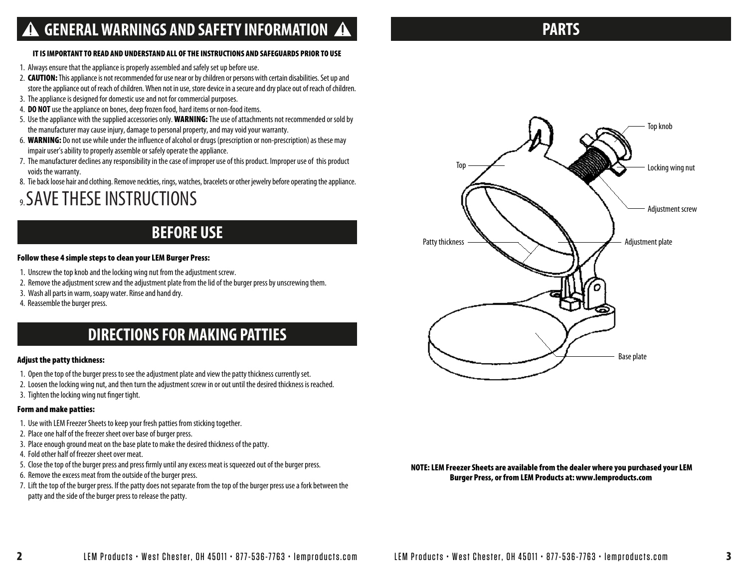## ⚠ GENERAL WARNINGS AND SAFETY INFORMATION ⚠

**IT IS IMPORTANT TO READ AND UNDERSTAND ALL OF THE INSTRUCTIONS AND SAFEGUARDS PRIOR TO USE**

1. Always ensure that the appliance is properly assembled and safely set up before use.
2. **CAUTION:** This appliance is not recommended for use near or by children or persons with certain disabilities. Set up and store the appliance out of reach of children. When not in use, store device in a secure and dry place out of reach of children.
3. The appliance is designed for domestic use and not for commercial purposes.
4. **DO NOT** use the appliance on bones, deep frozen food, hard items or non-food items.
5. Use the appliance with the supplied accessories only. **WARNING:** The use of attachments not recommended or sold by the manufacturer may cause injury, damage to personal property, and may void your warranty.
6. **WARNING:** Do not use while under the influence of alcohol or drugs (prescription or non-prescription) as these may impair user's ability to properly assemble or safely operate the appliance.
7. The manufacturer declines any responsibility in the case of improper use of this product. Improper use of this product voids the warranty.
8. Tie back loose hair and clothing. Remove neckties, rings, watches, bracelets or other jewelry before operating the appliance.
9. SAVE THESE INSTRUCTIONS

## BEFORE USE

**Follow these 4 simple steps to clean your LEM Burger Press:**

1. Unscrew the top knob and the locking wing nut from the adjustment screw.
2. Remove the adjustment screw and the adjustment plate from the lid of the burger press by unscrewing them.
3. Wash all parts in warm, soapy water. Rinse and hand dry.
4. Reassemble the burger press.

## DIRECTIONS FOR MAKING PATTIES

**Adjust the patty thickness:**

1. Open the top of the burger press to see the adjustment plate and view the patty thickness currently set.
2. Loosen the locking wing nut, and then turn the adjustment screw in or out until the desired thickness is reached.
3. Tighten the locking wing nut finger tight.

**Form and make patties:**

1. Use with LEM Freezer Sheets to keep your fresh patties from sticking together.
2. Place one half of the freezer sheet over base of burger press.
3. Place enough ground meat on the base plate to make the desired thickness of the patty.
4. Fold other half of freezer sheet over meat.
5. Close the top of the burger press and press firmly until any excess meat is squeezed out of the burger press.
6. Remove the excess meat from the outside of the burger press.
7. Lift the top of the burger press. If the patty does not separate from the top of the burger press use a fork between the patty and the side of the burger press to release the patty.

## PARTS

Top knob

Top

Locking wing nut

Adjustment screw

Patty thickness

Adjustment plate

Base plate

**NOTE: LEM Freezer Sheets are available from the dealer where you purchased your LEM Burger Press, or from LEM Products at: www.lemproducts.com**